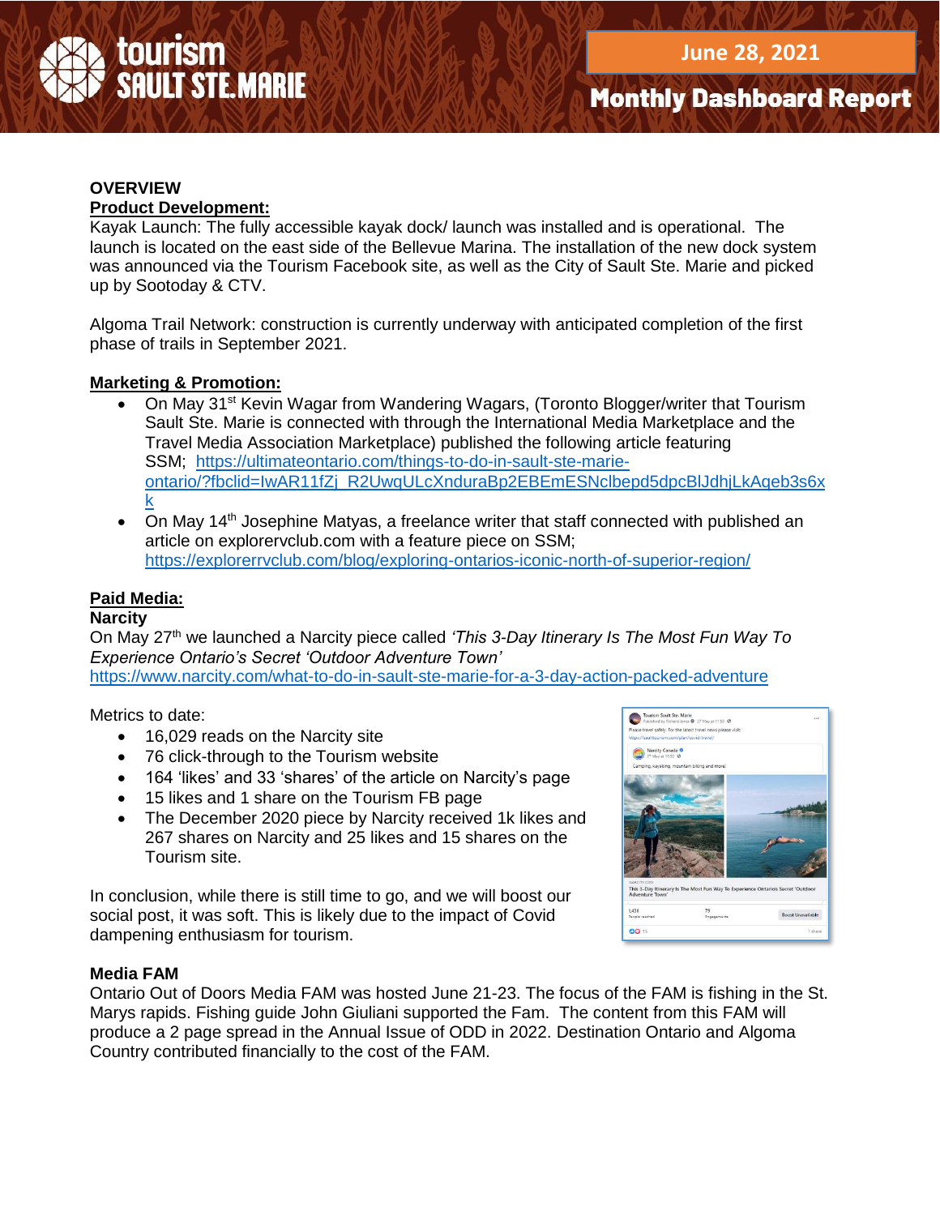# tourism SAULT STE. MARIE

**June 28, 2021**

**Monthly Dashboard Report**

## OVERVIEW

### Product Development:

Kayak Launch: The fully accessible kayak dock/ launch was installed and is operational. The launch is located on the east side of the Bellevue Marina. The installation of the new dock system was announced via the Tourism Facebook site, as well as the City of Sault Ste. Marie and picked up by Sootoday & CTV.

Algoma Trail Network: construction is currently underway with anticipated completion of the first phase of trails in September 2021.

### Marketing & Promotion:

- On May 31st Kevin Wagar from Wandering Wagars, (Toronto Blogger/writer that Tourism Sault Ste. Marie is connected with through the International Media Marketplace and the Travel Media Association Marketplace) published the following article featuring SSM; https://ultimateontario.com/things-to-do-in-sault-ste-marie-ontario/?fbclid=IwAR11fZj_R2UwqULcXnduraBp2EBEmESNclbepd5dpcBlJdhjLkAqeb3s6xk
- On May 14th Josephine Matyas, a freelance writer that staff connected with published an article on explorervclub.com with a feature piece on SSM; https://explorerrvclub.com/blog/exploring-ontarios-iconic-north-of-superior-region/

### Paid Media:

**Narcity**

On May 27th we launched a Narcity piece called *'This 3-Day Itinerary Is The Most Fun Way To Experience Ontario's Secret 'Outdoor Adventure Town'*
https://www.narcity.com/what-to-do-in-sault-ste-marie-for-a-3-day-action-packed-adventure

Metrics to date:

- 16,029 reads on the Narcity site
- 76 click-through to the Tourism website
- 164 'likes' and 33 'shares' of the article on Narcity's page
- 15 likes and 1 share on the Tourism FB page
- The December 2020 piece by Narcity received 1k likes and 267 shares on Narcity and 25 likes and 15 shares on the Tourism site.

In conclusion, while there is still time to go, and we will boost our social post, it was soft. This is likely due to the impact of Covid dampening enthusiasm for tourism.

**Media FAM**

Ontario Out of Doors Media FAM was hosted June 21-23. The focus of the FAM is fishing in the St. Marys rapids. Fishing guide John Giuliani supported the Fam. The content from this FAM will produce a 2 page spread in the Annual Issue of ODD in 2022. Destination Ontario and Algoma Country contributed financially to the cost of the FAM.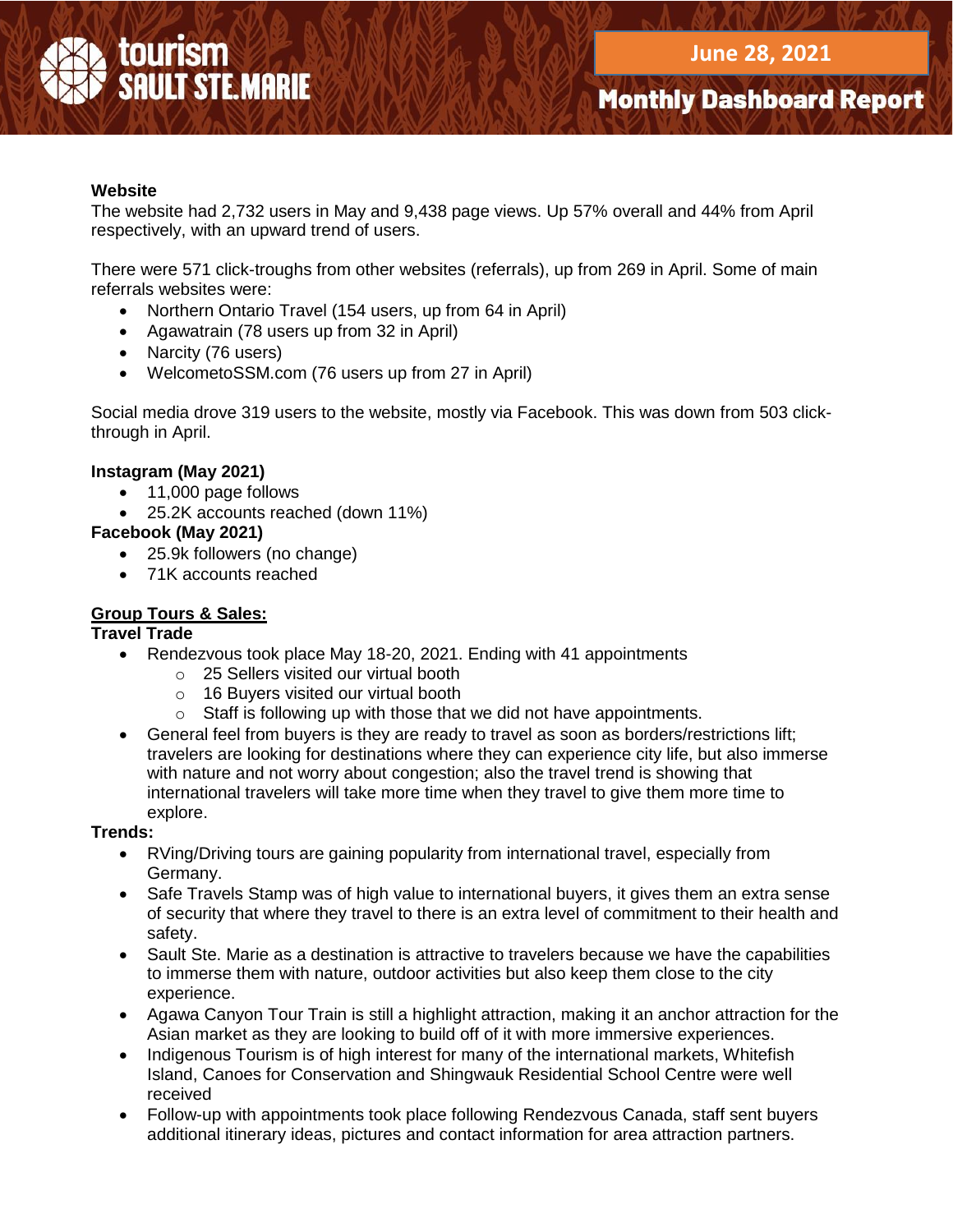**Website**

The website had 2,732 users in May and 9,438 page views. Up 57% overall and 44% from April respectively, with an upward trend of users.

There were 571 click-troughs from other websites (referrals), up from 269 in April. Some of main referrals websites were:

- Northern Ontario Travel (154 users, up from 64 in April)
- Agawatrain (78 users up from 32 in April)
- Narcity (76 users)
- WelcometoSSM.com (76 users up from 27 in April)

Social media drove 319 users to the website, mostly via Facebook. This was down from 503 click-through in April.

**Instagram (May 2021)**

- 11,000 page follows
- 25.2K accounts reached (down 11%)

**Facebook (May 2021)**

- 25.9k followers (no change)
- 71K accounts reached

**<u>Group Tours & Sales:</u>**

**Travel Trade**

- Rendezvous took place May 18-20, 2021. Ending with 41 appointments
  - 25 Sellers visited our virtual booth
  - 16 Buyers visited our virtual booth
  - Staff is following up with those that we did not have appointments.
- General feel from buyers is they are ready to travel as soon as borders/restrictions lift; travelers are looking for destinations where they can experience city life, but also immerse with nature and not worry about congestion; also the travel trend is showing that international travelers will take more time when they travel to give them more time to explore.

**Trends:**

- RVing/Driving tours are gaining popularity from international travel, especially from Germany.
- Safe Travels Stamp was of high value to international buyers, it gives them an extra sense of security that where they travel to there is an extra level of commitment to their health and safety.
- Sault Ste. Marie as a destination is attractive to travelers because we have the capabilities to immerse them with nature, outdoor activities but also keep them close to the city experience.
- Agawa Canyon Tour Train is still a highlight attraction, making it an anchor attraction for the Asian market as they are looking to build off of it with more immersive experiences.
- Indigenous Tourism is of high interest for many of the international markets, Whitefish Island, Canoes for Conservation and Shingwauk Residential School Centre were well received
- Follow-up with appointments took place following Rendezvous Canada, staff sent buyers additional itinerary ideas, pictures and contact information for area attraction partners.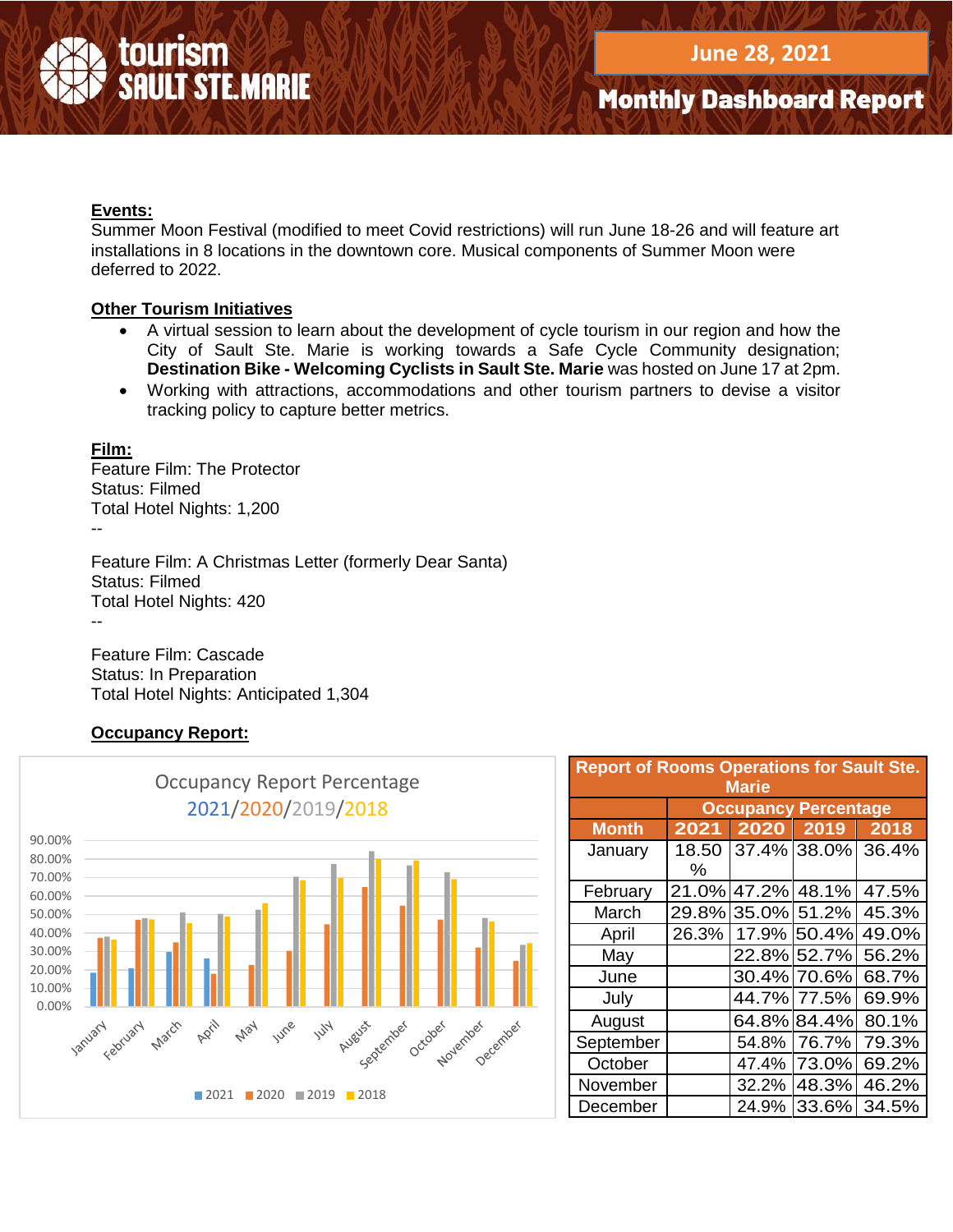# tourism SAULT STE. MARIE

**June 28, 2021**

## Monthly Dashboard Report

**Events:**
Summer Moon Festival (modified to meet Covid restrictions) will run June 18-26 and will feature art installations in 8 locations in the downtown core. Musical components of Summer Moon were deferred to 2022.

**Other Tourism Initiatives**

- A virtual session to learn about the development of cycle tourism in our region and how the City of Sault Ste. Marie is working towards a Safe Cycle Community designation; **Destination Bike - Welcoming Cyclists in Sault Ste. Marie** was hosted on June 17 at 2pm.
- Working with attractions, accommodations and other tourism partners to devise a visitor tracking policy to capture better metrics.

**Film:**
Feature Film: The Protector
Status: Filmed
Total Hotel Nights: 1,200
--

Feature Film: A Christmas Letter (formerly Dear Santa)
Status: Filmed
Total Hotel Nights: 420
--

Feature Film: Cascade
Status: In Preparation
Total Hotel Nights: Anticipated 1,304

**Occupancy Report:**

Occupancy Report Percentage
2021/2020/2019/2018

90.00%
80.00%
70.00%
60.00%
50.00%
40.00%
30.00%
20.00%
10.00%
0.00%

January February March April May June July August September October November December

2021 2020 2019 2018

| Report of Rooms Operations for Sault Ste. Marie | | | | |
|---|---|---|---|---|
| | Occupancy Percentage | | | |
| Month | 2021 | 2020 | 2019 | 2018 |
| January | 18.50 % | 37.4% | 38.0% | 36.4% |
| February | 21.0% | 47.2% | 48.1% | 47.5% |
| March | 29.8% | 35.0% | 51.2% | 45.3% |
| April | 26.3% | 17.9% | 50.4% | 49.0% |
| May | | 22.8% | 52.7% | 56.2% |
| June | | 30.4% | 70.6% | 68.7% |
| July | | 44.7% | 77.5% | 69.9% |
| August | | 64.8% | 84.4% | 80.1% |
| September | | 54.8% | 76.7% | 79.3% |
| October | | 47.4% | 73.0% | 69.2% |
| November | | 32.2% | 48.3% | 46.2% |
| December | | 24.9% | 33.6% | 34.5% |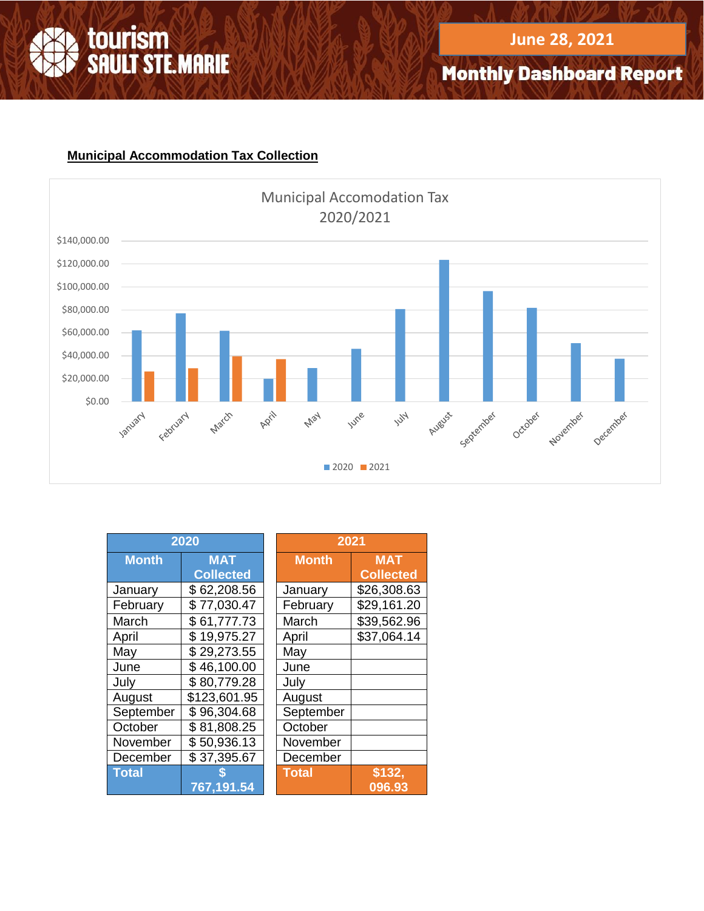tourism SAULT STE. MARIE

June 28, 2021

Monthly Dashboard Report

## Municipal Accommodation Tax Collection

Municipal Accomodation Tax
2020/2021

$140,000.00
$120,000.00
$100,000.00
$80,000.00
$60,000.00
$40,000.00
$20,000.00
$0.00

January February March April May June July August September October November December

2020 2021

| 2020 | |
|---|---|
| Month | MAT Collected |
| January | $ 62,208.56 |
| February | $ 77,030.47 |
| March | $ 61,777.73 |
| April | $ 19,975.27 |
| May | $ 29,273.55 |
| June | $ 46,100.00 |
| July | $ 80,779.28 |
| August | $123,601.95 |
| September | $ 96,304.68 |
| October | $ 81,808.25 |
| November | $ 50,936.13 |
| December | $ 37,395.67 |
| **Total** | **$ 767,191.54** |

| 2021 | |
|---|---|
| Month | MAT Collected |
| January | $26,308.63 |
| February | $29,161.20 |
| March | $39,562.96 |
| April | $37,064.14 |
| May | |
| June | |
| July | |
| August | |
| September | |
| October | |
| November | |
| December | |
| **Total** | **$132, 096.93** |